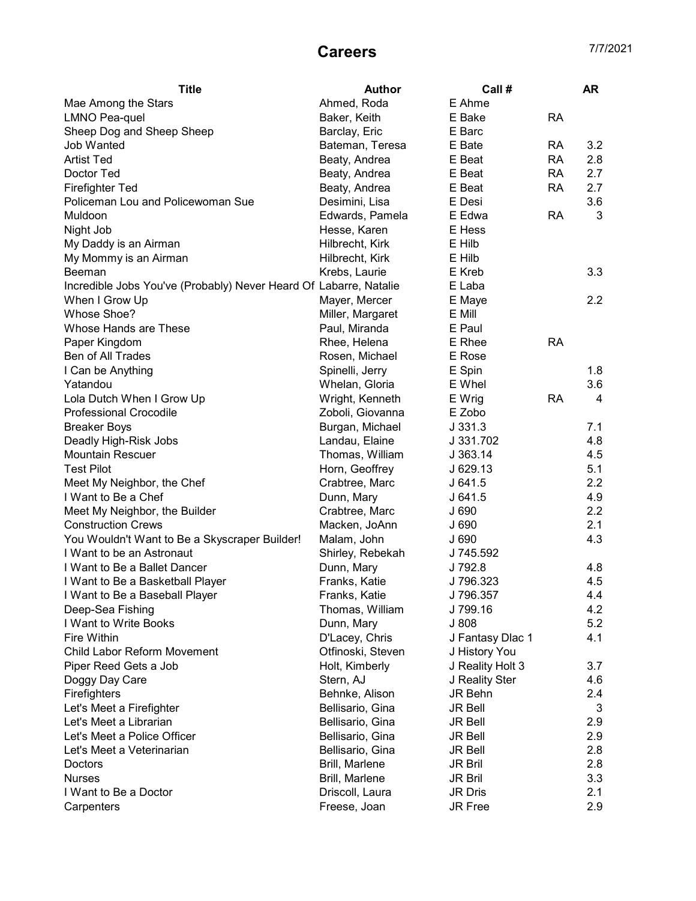# Careers

7/7/2021

| Title | Author | Call # | | AR |
|---|---|---|---|---|
| Mae Among the Stars | Ahmed, Roda | E Ahme | | |
| LMNO Pea-quel | Baker, Keith | E Bake | RA | |
| Sheep Dog and Sheep Sheep | Barclay, Eric | E Barc | | |
| Job Wanted | Bateman, Teresa | E Bate | RA | 3.2 |
| Artist Ted | Beaty, Andrea | E Beat | RA | 2.8 |
| Doctor Ted | Beaty, Andrea | E Beat | RA | 2.7 |
| Firefighter Ted | Beaty, Andrea | E Beat | RA | 2.7 |
| Policeman Lou and Policewoman Sue | Desimini, Lisa | E Desi | | 3.6 |
| Muldoon | Edwards, Pamela | E Edwa | RA | 3 |
| Night Job | Hesse, Karen | E Hess | | |
| My Daddy is an Airman | Hilbrecht, Kirk | E Hilb | | |
| My Mommy is an Airman | Hilbrecht, Kirk | E Hilb | | |
| Beeman | Krebs, Laurie | E Kreb | | 3.3 |
| Incredible Jobs You've (Probably) Never Heard Of | Labarre, Natalie | E Laba | | |
| When I Grow Up | Mayer, Mercer | E Maye | | 2.2 |
| Whose Shoe? | Miller, Margaret | E Mill | | |
| Whose Hands are These | Paul, Miranda | E Paul | | |
| Paper Kingdom | Rhee, Helena | E Rhee | RA | |
| Ben of All Trades | Rosen, Michael | E Rose | | |
| I Can be Anything | Spinelli, Jerry | E Spin | | 1.8 |
| Yatandou | Whelan, Gloria | E Whel | | 3.6 |
| Lola Dutch When I Grow Up | Wright, Kenneth | E Wrig | RA | 4 |
| Professional Crocodile | Zoboli, Giovanna | E Zobo | | |
| Breaker Boys | Burgan, Michael | J 331.3 | | 7.1 |
| Deadly High-Risk Jobs | Landau, Elaine | J 331.702 | | 4.8 |
| Mountain Rescuer | Thomas, William | J 363.14 | | 4.5 |
| Test Pilot | Horn, Geoffrey | J 629.13 | | 5.1 |
| Meet My Neighbor, the Chef | Crabtree, Marc | J 641.5 | | 2.2 |
| I Want to Be a Chef | Dunn, Mary | J 641.5 | | 4.9 |
| Meet My Neighbor, the Builder | Crabtree, Marc | J 690 | | 2.2 |
| Construction Crews | Macken, JoAnn | J 690 | | 2.1 |
| You Wouldn't Want to Be a Skyscraper Builder! | Malam, John | J 690 | | 4.3 |
| I Want to be an Astronaut | Shirley, Rebekah | J 745.592 | | |
| I Want to Be a Ballet Dancer | Dunn, Mary | J 792.8 | | 4.8 |
| I Want to Be a Basketball Player | Franks, Katie | J 796.323 | | 4.5 |
| I Want to Be a Baseball Player | Franks, Katie | J 796.357 | | 4.4 |
| Deep-Sea Fishing | Thomas, William | J 799.16 | | 4.2 |
| I Want to Write Books | Dunn, Mary | J 808 | | 5.2 |
| Fire Within | D'Lacey, Chris | J Fantasy Dlac 1 | | 4.1 |
| Child Labor Reform Movement | Otfinoski, Steven | J History You | | |
| Piper Reed Gets a Job | Holt, Kimberly | J Reality Holt 3 | | 3.7 |
| Doggy Day Care | Stern, AJ | J Reality Ster | | 4.6 |
| Firefighters | Behnke, Alison | JR Behn | | 2.4 |
| Let's Meet a Firefighter | Bellisario, Gina | JR Bell | | 3 |
| Let's Meet a Librarian | Bellisario, Gina | JR Bell | | 2.9 |
| Let's Meet a Police Officer | Bellisario, Gina | JR Bell | | 2.9 |
| Let's Meet a Veterinarian | Bellisario, Gina | JR Bell | | 2.8 |
| Doctors | Brill, Marlene | JR Bril | | 2.8 |
| Nurses | Brill, Marlene | JR Bril | | 3.3 |
| I Want to Be a Doctor | Driscoll, Laura | JR Dris | | 2.1 |
| Carpenters | Freese, Joan | JR Free | | 2.9 |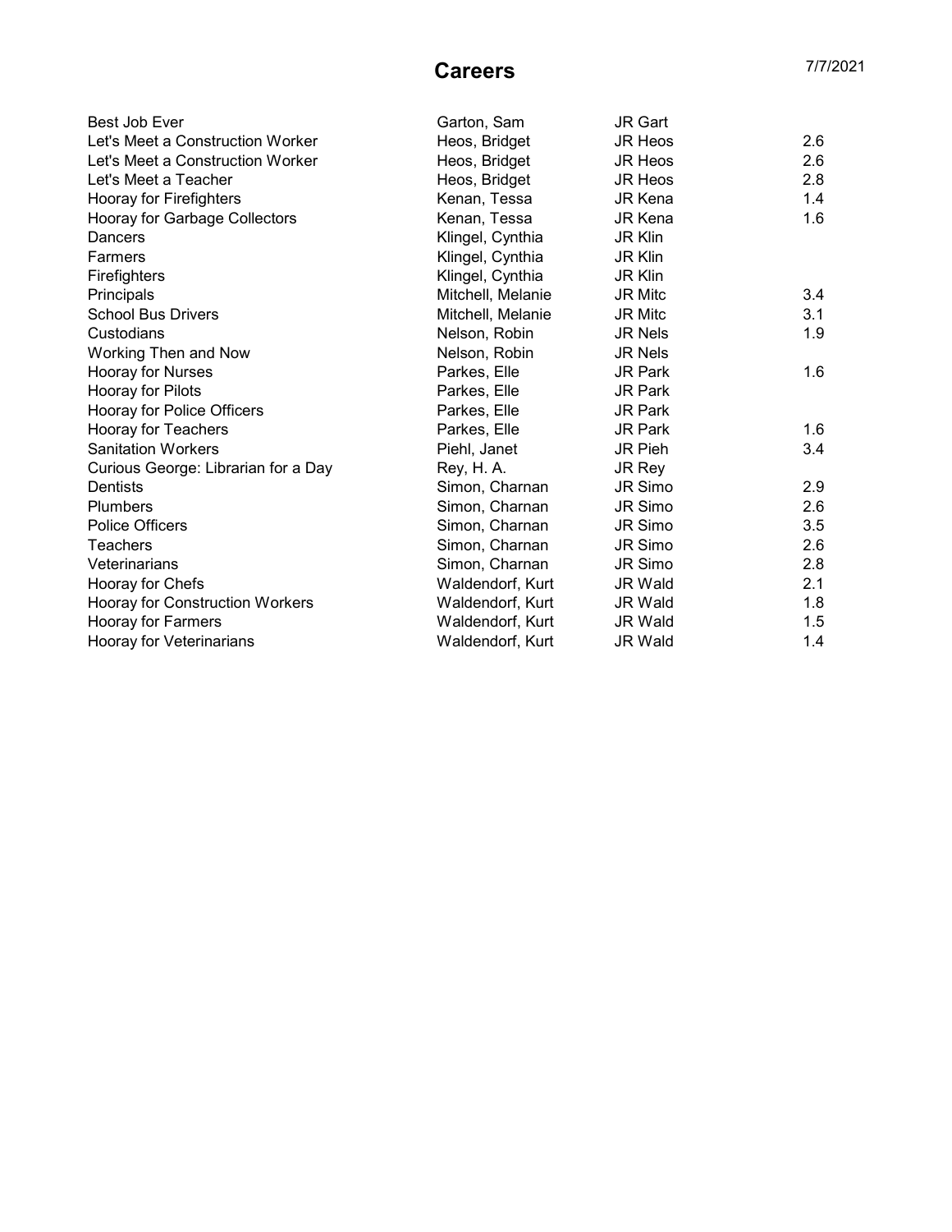# Careers

7/7/2021

| | | | |
|---|---|---|---|
| Best Job Ever | Garton, Sam | JR Gart | |
| Let's Meet a Construction Worker | Heos, Bridget | JR Heos | 2.6 |
| Let's Meet a Construction Worker | Heos, Bridget | JR Heos | 2.6 |
| Let's Meet a Teacher | Heos, Bridget | JR Heos | 2.8 |
| Hooray for Firefighters | Kenan, Tessa | JR Kena | 1.4 |
| Hooray for Garbage Collectors | Kenan, Tessa | JR Kena | 1.6 |
| Dancers | Klingel, Cynthia | JR Klin | |
| Farmers | Klingel, Cynthia | JR Klin | |
| Firefighters | Klingel, Cynthia | JR Klin | |
| Principals | Mitchell, Melanie | JR Mitc | 3.4 |
| School Bus Drivers | Mitchell, Melanie | JR Mitc | 3.1 |
| Custodians | Nelson, Robin | JR Nels | 1.9 |
| Working Then and Now | Nelson, Robin | JR Nels | |
| Hooray for Nurses | Parkes, Elle | JR Park | 1.6 |
| Hooray for Pilots | Parkes, Elle | JR Park | |
| Hooray for Police Officers | Parkes, Elle | JR Park | |
| Hooray for Teachers | Parkes, Elle | JR Park | 1.6 |
| Sanitation Workers | Piehl, Janet | JR Pieh | 3.4 |
| Curious George: Librarian for a Day | Rey, H. A. | JR Rey | |
| Dentists | Simon, Charnan | JR Simo | 2.9 |
| Plumbers | Simon, Charnan | JR Simo | 2.6 |
| Police Officers | Simon, Charnan | JR Simo | 3.5 |
| Teachers | Simon, Charnan | JR Simo | 2.6 |
| Veterinarians | Simon, Charnan | JR Simo | 2.8 |
| Hooray for Chefs | Waldendorf, Kurt | JR Wald | 2.1 |
| Hooray for Construction Workers | Waldendorf, Kurt | JR Wald | 1.8 |
| Hooray for Farmers | Waldendorf, Kurt | JR Wald | 1.5 |
| Hooray for Veterinarians | Waldendorf, Kurt | JR Wald | 1.4 |